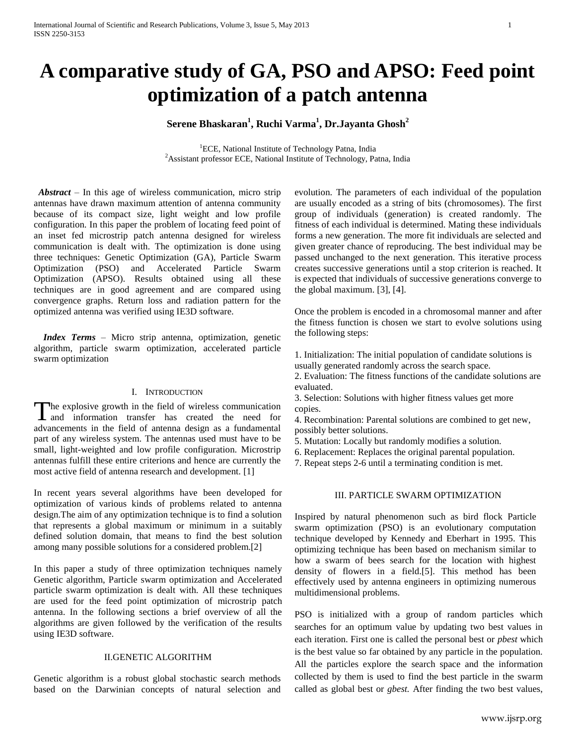# A comparative study of GA, PSO and APSO: Feed point optimization of a patch antenna

**Serene Bhaskaran[1], Ruchi Varma[1], Dr.Jayanta Ghosh[2]**

[1]ECE, National Institute of Technology Patna, India
[2]Assistant professor ECE, National Institute of Technology, Patna, India

***Abstract*** – In this age of wireless communication, micro strip antennas have drawn maximum attention of antenna community because of its compact size, light weight and low profile configuration. In this paper the problem of locating feed point of an inset fed microstrip patch antenna designed for wireless communication is dealt with. The optimization is done using three techniques: Genetic Optimization (GA), Particle Swarm Optimization (PSO) and Accelerated Particle Swarm Optimization (APSO). Results obtained using all these techniques are in good agreement and are compared using convergence graphs. Return loss and radiation pattern for the optimized antenna was verified using IE3D software.

***Index Terms*** – Micro strip antenna, optimization, genetic algorithm, particle swarm optimization, accelerated particle swarm optimization

## I. Introduction

The explosive growth in the field of wireless communication and information transfer has created the need for advancements in the field of antenna design as a fundamental part of any wireless system. The antennas used must have to be small, light-weighted and low profile configuration. Microstrip antennas fulfill these entire criterions and hence are currently the most active field of antenna research and development. [1]

In recent years several algorithms have been developed for optimization of various kinds of problems related to antenna design.The aim of any optimization technique is to find a solution that represents a global maximum or minimum in a suitably defined solution domain, that means to find the best solution among many possible solutions for a considered problem.[2]

In this paper a study of three optimization techniques namely Genetic algorithm, Particle swarm optimization and Accelerated particle swarm optimization is dealt with. All these techniques are used for the feed point optimization of microstrip patch antenna. In the following sections a brief overview of all the algorithms are given followed by the verification of the results using IE3D software.

## II.GENETIC ALGORITHM

Genetic algorithm is a robust global stochastic search methods based on the Darwinian concepts of natural selection and evolution. The parameters of each individual of the population are usually encoded as a string of bits (chromosomes). The first group of individuals (generation) is created randomly. The fitness of each individual is determined. Mating these individuals forms a new generation. The more fit individuals are selected and given greater chance of reproducing. The best individual may be passed unchanged to the next generation. This iterative process creates successive generations until a stop criterion is reached. It is expected that individuals of successive generations converge to the global maximum. [3], [4].

Once the problem is encoded in a chromosomal manner and after the fitness function is chosen we start to evolve solutions using the following steps:

1. Initialization: The initial population of candidate solutions is usually generated randomly across the search space.
2. Evaluation: The fitness functions of the candidate solutions are evaluated.
3. Selection: Solutions with higher fitness values get more copies.
4. Recombination: Parental solutions are combined to get new, possibly better solutions.
5. Mutation: Locally but randomly modifies a solution.
6. Replacement: Replaces the original parental population.
7. Repeat steps 2-6 until a terminating condition is met.

## III. PARTICLE SWARM OPTIMIZATION

Inspired by natural phenomenon such as bird flock Particle swarm optimization (PSO) is an evolutionary computation technique developed by Kennedy and Eberhart in 1995. This optimizing technique has been based on mechanism similar to how a swarm of bees search for the location with highest density of flowers in a field.[5]. This method has been effectively used by antenna engineers in optimizing numerous multidimensional problems.

PSO is initialized with a group of random particles which searches for an optimum value by updating two best values in each iteration. First one is called the personal best or *pbest* which is the best value so far obtained by any particle in the population. All the particles explore the search space and the information collected by them is used to find the best particle in the swarm called as global best or *gbest.* After finding the two best values,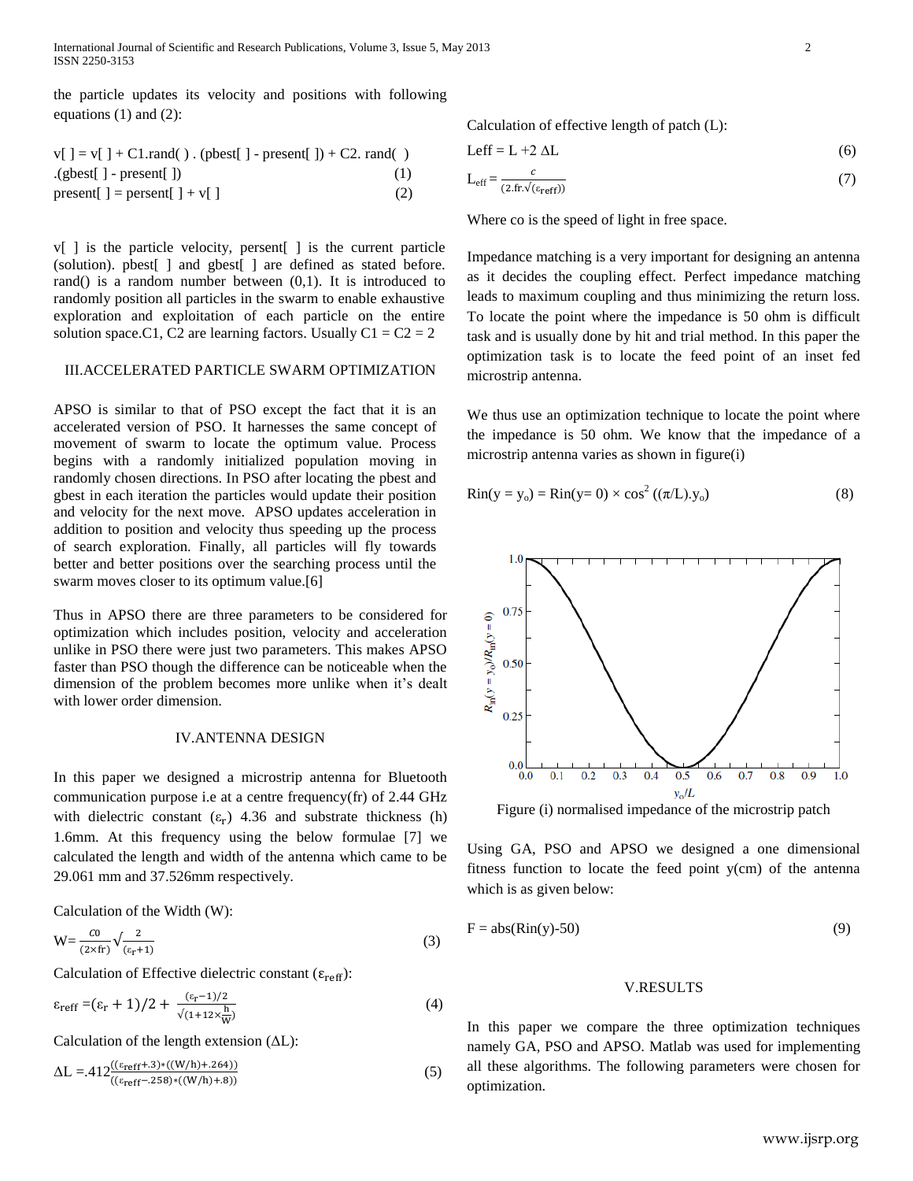the particle updates its velocity and positions with following equations (1) and (2):

v[ ] = v[ ] + C1.rand( ) . (pbest[ ] - present[ ]) + C2. rand( ) .(gbest[ ] - present[ ]) (1)

present[ ] = persent[ ] + v[ ] (2)

v[ ] is the particle velocity, persent[ ] is the current particle (solution). pbest[ ] and gbest[ ] are defined as stated before. rand() is a random number between (0,1). It is introduced to randomly position all particles in the swarm to enable exhaustive exploration and exploitation of each particle on the entire solution space.C1, C2 are learning factors. Usually C1 = C2 = 2

## III.ACCELERATED PARTICLE SWARM OPTIMIZATION

APSO is similar to that of PSO except the fact that it is an accelerated version of PSO. It harnesses the same concept of movement of swarm to locate the optimum value. Process begins with a randomly initialized population moving in randomly chosen directions. In PSO after locating the pbest and gbest in each iteration the particles would update their position and velocity for the next move. APSO updates acceleration in addition to position and velocity thus speeding up the process of search exploration. Finally, all particles will fly towards better and better positions over the searching process until the swarm moves closer to its optimum value.[6]

Thus in APSO there are three parameters to be considered for optimization which includes position, velocity and acceleration unlike in PSO there were just two parameters. This makes APSO faster than PSO though the difference can be noticeable when the dimension of the problem becomes more unlike when it's dealt with lower order dimension.

## IV.ANTENNA DESIGN

In this paper we designed a microstrip antenna for Bluetooth communication purpose i.e at a centre frequency(fr) of 2.44 GHz with dielectric constant ($\varepsilon_r$) 4.36 and substrate thickness (h) 1.6mm. At this frequency using the below formulae [7] we calculated the length and width of the antenna which came to be 29.061 mm and 37.526mm respectively.

Calculation of the Width (W):

$$W=\frac{c0}{(2\times fr)}\sqrt{\frac{2}{(\varepsilon_r+1)}} \tag{3}$$

Calculation of Effective dielectric constant ($\varepsilon_{reff}$):

$$\varepsilon_{reff} = (\varepsilon_r+1)/2 + \frac{(\varepsilon_r-1)/2}{\sqrt{(1+12\times\frac{h}{W})}} \tag{4}$$

Calculation of the length extension ($\Delta L$):

$$\Delta L = .412\frac{((\varepsilon_{reff}+.3)*((W/h)+.264))}{((\varepsilon_{reff}-.258)*((W/h)+.8))} \tag{5}$$

Calculation of effective length of patch (L):

$$L_{eff} = L + 2\,\Delta L \tag{6}$$

$$L_{eff} = \frac{c}{(2.fr.\sqrt{(\varepsilon_{reff})})} \tag{7}$$

Where co is the speed of light in free space.

Impedance matching is a very important for designing an antenna as it decides the coupling effect. Perfect impedance matching leads to maximum coupling and thus minimizing the return loss. To locate the point where the impedance is 50 ohm is difficult task and is usually done by hit and trial method. In this paper the optimization task is to locate the feed point of an inset fed microstrip antenna.

We thus use an optimization technique to locate the point where the impedance is 50 ohm. We know that the impedance of a microstrip antenna varies as shown in figure(i)

$$Rin(y = y_o) = Rin(y= 0) \times \cos^2((\pi/L).y_o) \tag{8}$$

Figure (i) normalised impedance of the microstrip patch

Using GA, PSO and APSO we designed a one dimensional fitness function to locate the feed point y(cm) of the antenna which is as given below:

$$F = abs(Rin(y)-50) \tag{9}$$

## V.RESULTS

In this paper we compare the three optimization techniques namely GA, PSO and APSO. Matlab was used for implementing all these algorithms. The following parameters were chosen for optimization.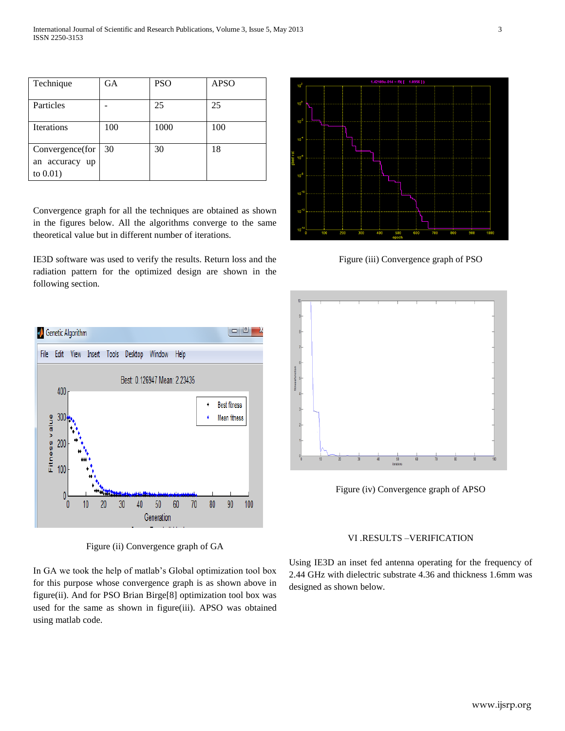| Technique | GA | PSO | APSO |
|---|---|---|---|
| Particles | - | 25 | 25 |
| Iterations | 100 | 1000 | 100 |
| Convergence(for an accuracy up to 0.01) | 30 | 30 | 18 |

Convergence graph for all the techniques are obtained as shown in the figures below. All the algorithms converge to the same theoretical value but in different number of iterations.

IE3D software was used to verify the results. Return loss and the radiation pattern for the optimized design are shown in the following section.

Figure (ii) Convergence graph of GA

In GA we took the help of matlab's Global optimization tool box for this purpose whose convergence graph is as shown above in figure(ii). And for PSO Brian Birge[8] optimization tool box was used for the same as shown in figure(iii). APSO was obtained using matlab code.

Figure (iii) Convergence graph of PSO

Figure (iv) Convergence graph of APSO

## VI .RESULTS –VERIFICATION

Using IE3D an inset fed antenna operating for the frequency of 2.44 GHz with dielectric substrate 4.36 and thickness 1.6mm was designed as shown below.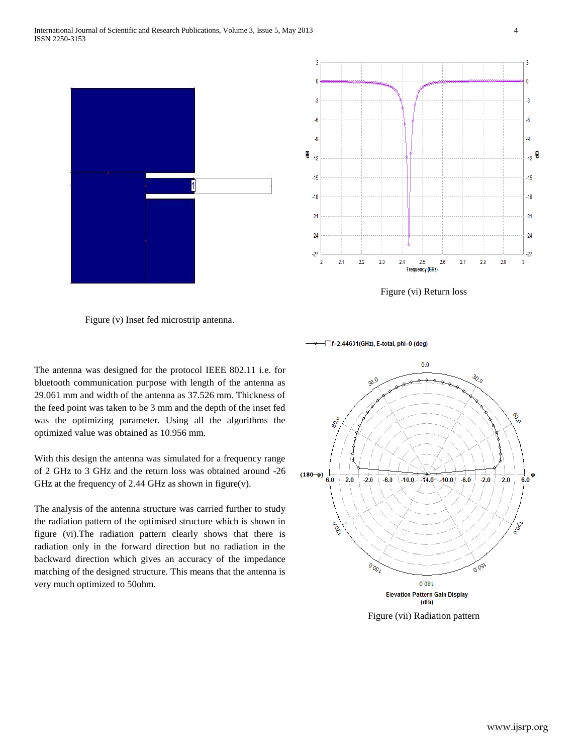Figure (v) Inset fed microstrip antenna.

Figure (vi) Return loss

The antenna was designed for the protocol IEEE 802.11 i.e. for bluetooth communication purpose with length of the antenna as 29.061 mm and width of the antenna as 37.526 mm. Thickness of the feed point was taken to be 3 mm and the depth of the inset fed was the optimizing parameter. Using all the algorithms the optimized value was obtained as 10.956 mm.

With this design the antenna was simulated for a frequency range of 2 GHz to 3 GHz and the return loss was obtained around -26 GHz at the frequency of 2.44 GHz as shown in figure(v).

The analysis of the antenna structure was carried further to study the radiation pattern of the optimised structure which is shown in figure (vi).The radiation pattern clearly shows that there is radiation only in the forward direction but no radiation in the backward direction which gives an accuracy of the impedance matching of the designed structure. This means that the antenna is very much optimized to 50ohm.

Figure (vii) Radiation pattern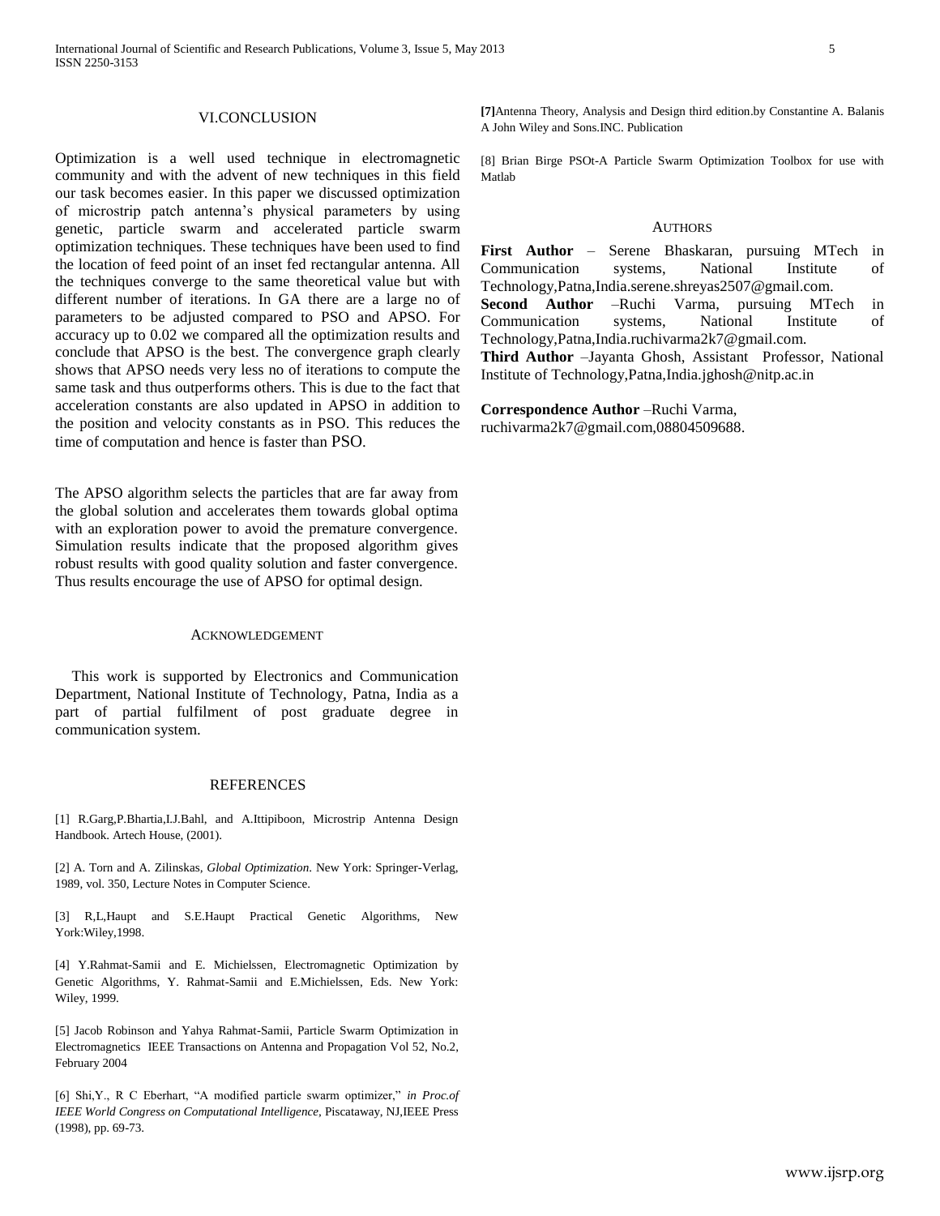## VI.CONCLUSION

Optimization is a well used technique in electromagnetic community and with the advent of new techniques in this field our task becomes easier. In this paper we discussed optimization of microstrip patch antenna's physical parameters by using genetic, particle swarm and accelerated particle swarm optimization techniques. These techniques have been used to find the location of feed point of an inset fed rectangular antenna. All the techniques converge to the same theoretical value but with different number of iterations. In GA there are a large no of parameters to be adjusted compared to PSO and APSO. For accuracy up to 0.02 we compared all the optimization results and conclude that APSO is the best. The convergence graph clearly shows that APSO needs very less no of iterations to compute the same task and thus outperforms others. This is due to the fact that acceleration constants are also updated in APSO in addition to the position and velocity constants as in PSO. This reduces the time of computation and hence is faster than PSO.

The APSO algorithm selects the particles that are far away from the global solution and accelerates them towards global optima with an exploration power to avoid the premature convergence. Simulation results indicate that the proposed algorithm gives robust results with good quality solution and faster convergence. Thus results encourage the use of APSO for optimal design.

## ACKNOWLEDGEMENT

This work is supported by Electronics and Communication Department, National Institute of Technology, Patna, India as a part of partial fulfilment of post graduate degree in communication system.

## REFERENCES

[1] R.Garg,P.Bhartia,I.J.Bahl, and A.Ittipiboon, Microstrip Antenna Design Handbook. Artech House, (2001).

[2] A. Torn and A. Zilinskas, *Global Optimization*. New York: Springer-Verlag, 1989, vol. 350, Lecture Notes in Computer Science.

[3] R,L,Haupt and S.E.Haupt Practical Genetic Algorithms, New York:Wiley,1998.

[4] Y.Rahmat-Samii and E. Michielssen, Electromagnetic Optimization by Genetic Algorithms, Y. Rahmat-Samii and E.Michielssen, Eds. New York: Wiley, 1999.

[5] Jacob Robinson and Yahya Rahmat-Samii, Particle Swarm Optimization in Electromagnetics IEEE Transactions on Antenna and Propagation Vol 52, No.2, February 2004

[6] Shi,Y., R C Eberhart, "A modified particle swarm optimizer," *in Proc.of IEEE World Congress on Computational Intelligence,* Piscataway, NJ,IEEE Press (1998), pp. 69-73.

**[7]**Antenna Theory, Analysis and Design third edition.by Constantine A. Balanis A John Wiley and Sons.INC. Publication

[8] Brian Birge PSOt-A Particle Swarm Optimization Toolbox for use with Matlab

## AUTHORS

**First Author** – Serene Bhaskaran, pursuing MTech in Communication systems, National Institute of Technology,Patna,India.serene.shreyas2507@gmail.com.

**Second Author** –Ruchi Varma, pursuing MTech in Communication systems, National Institute of Technology,Patna,India.ruchivarma2k7@gmail.com.

**Third Author** –Jayanta Ghosh, Assistant Professor, National Institute of Technology,Patna,India.jghosh@nitp.ac.in

**Correspondence Author** –Ruchi Varma, ruchivarma2k7@gmail.com,08804509688.